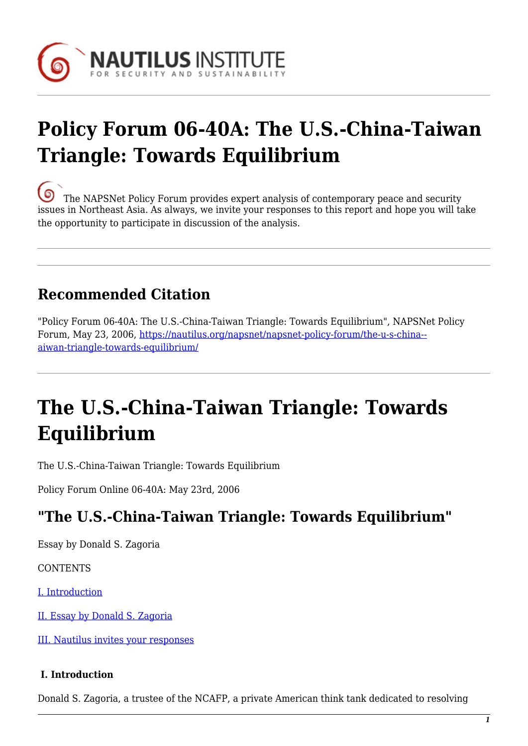# Policy Forum 06-40A: The U.S.-China-Taiwan Triangle: Towards Equilibrium

The NAPSNet Policy Forum provides expert analysis of contemporary peace and security issues in Northeast Asia. As always, we invite your responses to this report and hope you will take the opportunity to participate in discussion of the analysis.

---

## Recommended Citation

"Policy Forum 06-40A: The U.S.-China-Taiwan Triangle: Towards Equilibrium", NAPSNet Policy Forum, May 23, 2006, https://nautilus.org/napsnet/napsnet-policy-forum/the-u-s-china--aiwan-triangle-towards-equilibrium/

---

# The U.S.-China-Taiwan Triangle: Towards Equilibrium

The U.S.-China-Taiwan Triangle: Towards Equilibrium

Policy Forum Online 06-40A: May 23rd, 2006

## "The U.S.-China-Taiwan Triangle: Towards Equilibrium"

Essay by Donald S. Zagoria

CONTENTS

I. Introduction

II. Essay by Donald S. Zagoria

III. Nautilus invites your responses

#### I. Introduction

Donald S. Zagoria, a trustee of the NCAFP, a private American think tank dedicated to resolving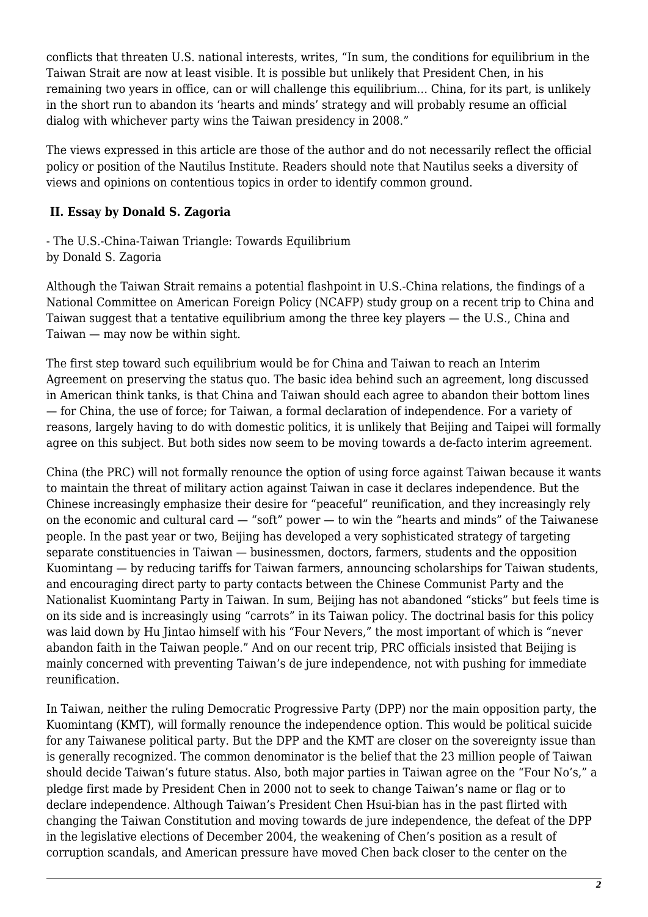conflicts that threaten U.S. national interests, writes, "In sum, the conditions for equilibrium in the Taiwan Strait are now at least visible. It is possible but unlikely that President Chen, in his remaining two years in office, can or will challenge this equilibrium… China, for its part, is unlikely in the short run to abandon its 'hearts and minds' strategy and will probably resume an official dialog with whichever party wins the Taiwan presidency in 2008."

The views expressed in this article are those of the author and do not necessarily reflect the official policy or position of the Nautilus Institute. Readers should note that Nautilus seeks a diversity of views and opinions on contentious topics in order to identify common ground.

## II. Essay by Donald S. Zagoria

- The U.S.-China-Taiwan Triangle: Towards Equilibrium
by Donald S. Zagoria

Although the Taiwan Strait remains a potential flashpoint in U.S.-China relations, the findings of a National Committee on American Foreign Policy (NCAFP) study group on a recent trip to China and Taiwan suggest that a tentative equilibrium among the three key players — the U.S., China and Taiwan — may now be within sight.

The first step toward such equilibrium would be for China and Taiwan to reach an Interim Agreement on preserving the status quo. The basic idea behind such an agreement, long discussed in American think tanks, is that China and Taiwan should each agree to abandon their bottom lines — for China, the use of force; for Taiwan, a formal declaration of independence. For a variety of reasons, largely having to do with domestic politics, it is unlikely that Beijing and Taipei will formally agree on this subject. But both sides now seem to be moving towards a de-facto interim agreement.

China (the PRC) will not formally renounce the option of using force against Taiwan because it wants to maintain the threat of military action against Taiwan in case it declares independence. But the Chinese increasingly emphasize their desire for "peaceful" reunification, and they increasingly rely on the economic and cultural card — "soft" power — to win the "hearts and minds" of the Taiwanese people. In the past year or two, Beijing has developed a very sophisticated strategy of targeting separate constituencies in Taiwan — businessmen, doctors, farmers, students and the opposition Kuomintang — by reducing tariffs for Taiwan farmers, announcing scholarships for Taiwan students, and encouraging direct party to party contacts between the Chinese Communist Party and the Nationalist Kuomintang Party in Taiwan. In sum, Beijing has not abandoned "sticks" but feels time is on its side and is increasingly using "carrots" in its Taiwan policy. The doctrinal basis for this policy was laid down by Hu Jintao himself with his "Four Nevers," the most important of which is "never abandon faith in the Taiwan people." And on our recent trip, PRC officials insisted that Beijing is mainly concerned with preventing Taiwan's de jure independence, not with pushing for immediate reunification.

In Taiwan, neither the ruling Democratic Progressive Party (DPP) nor the main opposition party, the Kuomintang (KMT), will formally renounce the independence option. This would be political suicide for any Taiwanese political party. But the DPP and the KMT are closer on the sovereignty issue than is generally recognized. The common denominator is the belief that the 23 million people of Taiwan should decide Taiwan's future status. Also, both major parties in Taiwan agree on the "Four No's," a pledge first made by President Chen in 2000 not to seek to change Taiwan's name or flag or to declare independence. Although Taiwan's President Chen Hsui-bian has in the past flirted with changing the Taiwan Constitution and moving towards de jure independence, the defeat of the DPP in the legislative elections of December 2004, the weakening of Chen's position as a result of corruption scandals, and American pressure have moved Chen back closer to the center on the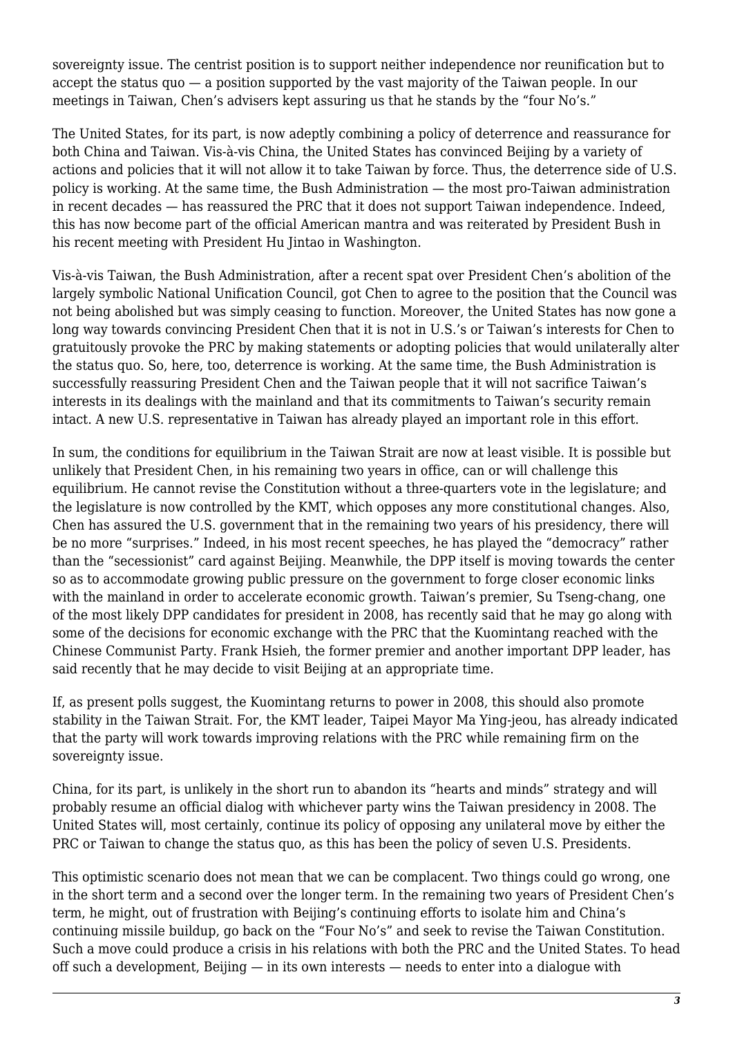sovereignty issue. The centrist position is to support neither independence nor reunification but to accept the status quo — a position supported by the vast majority of the Taiwan people. In our meetings in Taiwan, Chen's advisers kept assuring us that he stands by the "four No's."

The United States, for its part, is now adeptly combining a policy of deterrence and reassurance for both China and Taiwan. Vis-à-vis China, the United States has convinced Beijing by a variety of actions and policies that it will not allow it to take Taiwan by force. Thus, the deterrence side of U.S. policy is working. At the same time, the Bush Administration — the most pro-Taiwan administration in recent decades — has reassured the PRC that it does not support Taiwan independence. Indeed, this has now become part of the official American mantra and was reiterated by President Bush in his recent meeting with President Hu Jintao in Washington.

Vis-à-vis Taiwan, the Bush Administration, after a recent spat over President Chen's abolition of the largely symbolic National Unification Council, got Chen to agree to the position that the Council was not being abolished but was simply ceasing to function. Moreover, the United States has now gone a long way towards convincing President Chen that it is not in U.S.'s or Taiwan's interests for Chen to gratuitously provoke the PRC by making statements or adopting policies that would unilaterally alter the status quo. So, here, too, deterrence is working. At the same time, the Bush Administration is successfully reassuring President Chen and the Taiwan people that it will not sacrifice Taiwan's interests in its dealings with the mainland and that its commitments to Taiwan's security remain intact. A new U.S. representative in Taiwan has already played an important role in this effort.

In sum, the conditions for equilibrium in the Taiwan Strait are now at least visible. It is possible but unlikely that President Chen, in his remaining two years in office, can or will challenge this equilibrium. He cannot revise the Constitution without a three-quarters vote in the legislature; and the legislature is now controlled by the KMT, which opposes any more constitutional changes. Also, Chen has assured the U.S. government that in the remaining two years of his presidency, there will be no more "surprises." Indeed, in his most recent speeches, he has played the "democracy" rather than the "secessionist" card against Beijing. Meanwhile, the DPP itself is moving towards the center so as to accommodate growing public pressure on the government to forge closer economic links with the mainland in order to accelerate economic growth. Taiwan's premier, Su Tseng-chang, one of the most likely DPP candidates for president in 2008, has recently said that he may go along with some of the decisions for economic exchange with the PRC that the Kuomintang reached with the Chinese Communist Party. Frank Hsieh, the former premier and another important DPP leader, has said recently that he may decide to visit Beijing at an appropriate time.

If, as present polls suggest, the Kuomintang returns to power in 2008, this should also promote stability in the Taiwan Strait. For, the KMT leader, Taipei Mayor Ma Ying-jeou, has already indicated that the party will work towards improving relations with the PRC while remaining firm on the sovereignty issue.

China, for its part, is unlikely in the short run to abandon its "hearts and minds" strategy and will probably resume an official dialog with whichever party wins the Taiwan presidency in 2008. The United States will, most certainly, continue its policy of opposing any unilateral move by either the PRC or Taiwan to change the status quo, as this has been the policy of seven U.S. Presidents.

This optimistic scenario does not mean that we can be complacent. Two things could go wrong, one in the short term and a second over the longer term. In the remaining two years of President Chen's term, he might, out of frustration with Beijing's continuing efforts to isolate him and China's continuing missile buildup, go back on the "Four No's" and seek to revise the Taiwan Constitution. Such a move could produce a crisis in his relations with both the PRC and the United States. To head off such a development, Beijing — in its own interests — needs to enter into a dialogue with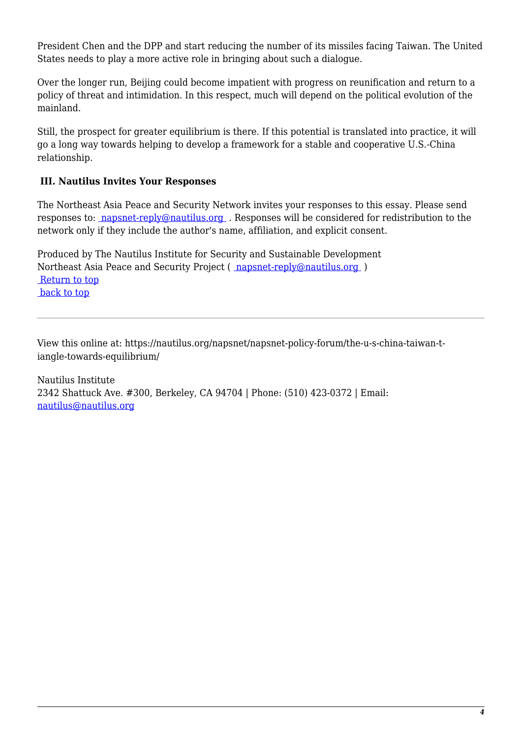President Chen and the DPP and start reducing the number of its missiles facing Taiwan. The United States needs to play a more active role in bringing about such a dialogue.

Over the longer run, Beijing could become impatient with progress on reunification and return to a policy of threat and intimidation. In this respect, much will depend on the political evolution of the mainland.

Still, the prospect for greater equilibrium is there. If this potential is translated into practice, it will go a long way towards helping to develop a framework for a stable and cooperative U.S.-China relationship.

### III. Nautilus Invites Your Responses

The Northeast Asia Peace and Security Network invites your responses to this essay. Please send responses to: napsnet-reply@nautilus.org . Responses will be considered for redistribution to the network only if they include the author's name, affiliation, and explicit consent.

Produced by The Nautilus Institute for Security and Sustainable Development
Northeast Asia Peace and Security Project ( napsnet-reply@nautilus.org )
Return to top
back to top

---

View this online at: https://nautilus.org/napsnet/napsnet-policy-forum/the-u-s-china-taiwan-t-iangle-towards-equilibrium/

Nautilus Institute
2342 Shattuck Ave. #300, Berkeley, CA 94704 | Phone: (510) 423-0372 | Email: nautilus@nautilus.org